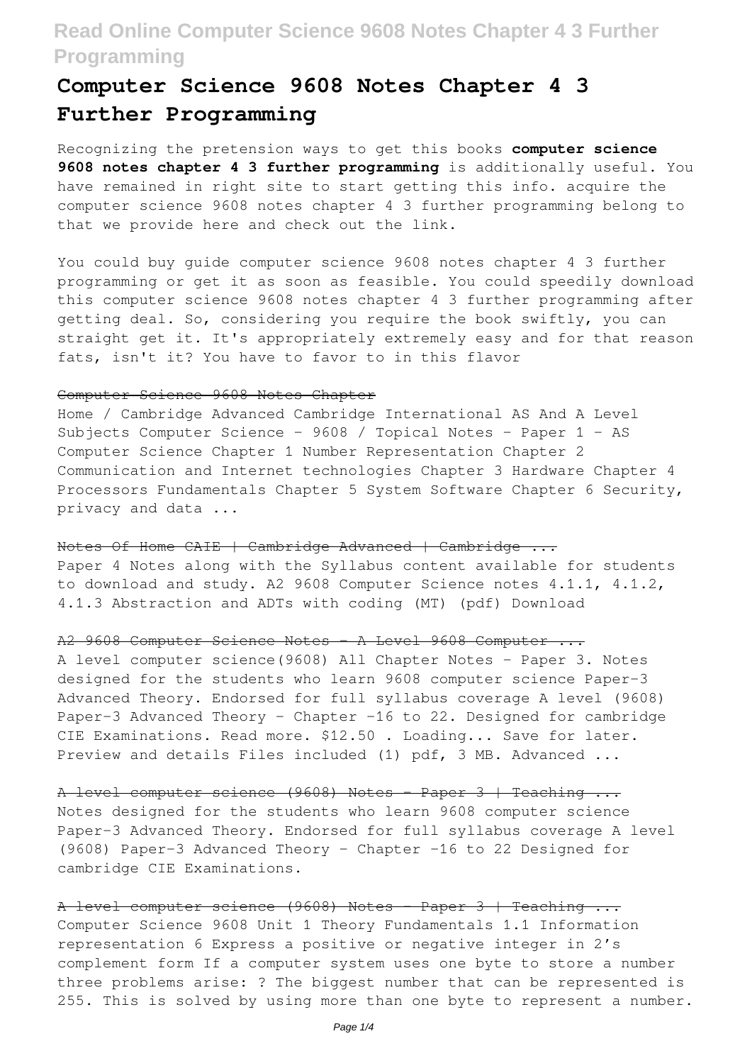# Computer Science 9608 Notes Chapter 4 3 Further Programming

Recognizing the pretension ways to get this books **computer science 9608 notes chapter 4 3 further programming** is additionally useful. You have remained in right site to start getting this info. acquire the computer science 9608 notes chapter 4 3 further programming belong to that we provide here and check out the link.

You could buy guide computer science 9608 notes chapter 4 3 further programming or get it as soon as feasible. You could speedily download this computer science 9608 notes chapter 4 3 further programming after getting deal. So, considering you require the book swiftly, you can straight get it. It's appropriately extremely easy and for that reason fats, isn't it? You have to favor to in this flavor

### ~~Computer Science 9608 Notes Chapter~~

Home / Cambridge Advanced Cambridge International AS And A Level Subjects Computer Science - 9608 / Topical Notes - Paper 1 - AS Computer Science Chapter 1 Number Representation Chapter 2 Communication and Internet technologies Chapter 3 Hardware Chapter 4 Processors Fundamentals Chapter 5 System Software Chapter 6 Security, privacy and data ...

### ~~Notes Of Home CAIE | Cambridge Advanced | Cambridge ...~~

Paper 4 Notes along with the Syllabus content available for students to download and study. A2 9608 Computer Science notes 4.1.1, 4.1.2, 4.1.3 Abstraction and ADTs with coding (MT) (pdf) Download

### ~~A2 9608 Computer Science Notes - A Level 9608 Computer ...~~

A level computer science(9608) All Chapter Notes - Paper 3. Notes designed for the students who learn 9608 computer science Paper-3 Advanced Theory. Endorsed for full syllabus coverage A level (9608) Paper-3 Advanced Theory - Chapter -16 to 22. Designed for cambridge CIE Examinations. Read more. $12.50 . Loading... Save for later. Preview and details Files included (1) pdf, 3 MB. Advanced ...

### ~~A level computer science (9608) Notes - Paper 3 | Teaching ...~~

Notes designed for the students who learn 9608 computer science Paper-3 Advanced Theory. Endorsed for full syllabus coverage A level (9608) Paper-3 Advanced Theory - Chapter -16 to 22 Designed for cambridge CIE Examinations.

### ~~A level computer science (9608) Notes - Paper 3 | Teaching ...~~

Computer Science 9608 Unit 1 Theory Fundamentals 1.1 Information representation 6 Express a positive or negative integer in 2's complement form If a computer system uses one byte to store a number three problems arise: ? The biggest number that can be represented is 255. This is solved by using more than one byte to represent a number.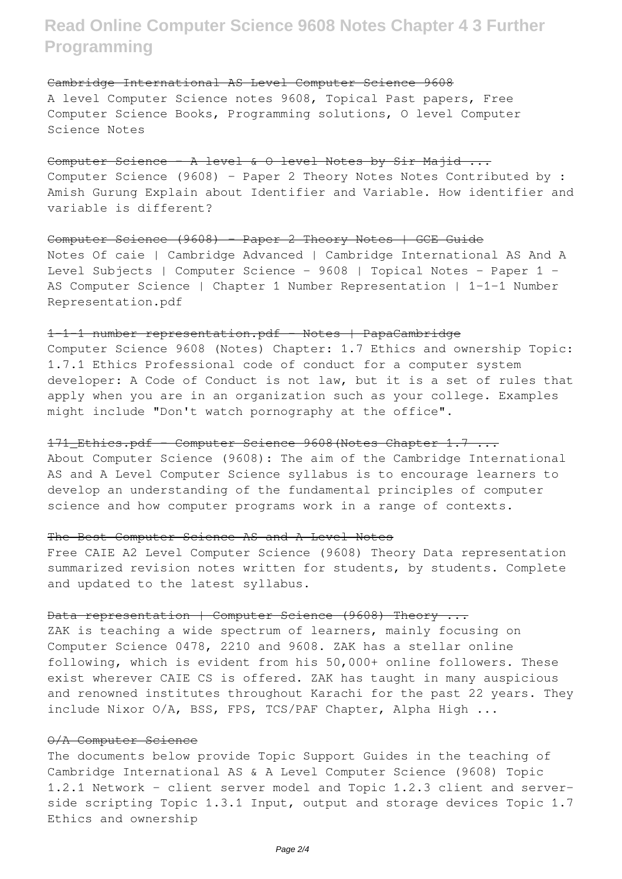~~Cambridge International AS Level Computer Science 9608~~

A level Computer Science notes 9608, Topical Past papers, Free Computer Science Books, Programming solutions, O level Computer Science Notes

~~Computer Science - A level & O level Notes by Sir Majid ...~~

Computer Science (9608) - Paper 2 Theory Notes Notes Contributed by : Amish Gurung Explain about Identifier and Variable. How identifier and variable is different?

~~Computer Science (9608) - Paper 2 Theory Notes | GCE Guide~~

Notes Of caie | Cambridge Advanced | Cambridge International AS And A Level Subjects | Computer Science - 9608 | Topical Notes - Paper 1 - AS Computer Science | Chapter 1 Number Representation | 1-1-1 Number Representation.pdf

~~1-1-1 number representation.pdf - Notes | PapaCambridge~~

Computer Science 9608 (Notes) Chapter: 1.7 Ethics and ownership Topic: 1.7.1 Ethics Professional code of conduct for a computer system developer: A Code of Conduct is not law, but it is a set of rules that apply when you are in an organization such as your college. Examples might include "Don't watch pornography at the office".

~~171_Ethics.pdf - Computer Science 9608(Notes Chapter 1.7 ...~~

About Computer Science (9608): The aim of the Cambridge International AS and A Level Computer Science syllabus is to encourage learners to develop an understanding of the fundamental principles of computer science and how computer programs work in a range of contexts.

~~The Best Computer Science AS and A Level Notes~~

Free CAIE A2 Level Computer Science (9608) Theory Data representation summarized revision notes written for students, by students. Complete and updated to the latest syllabus.

~~Data representation | Computer Science (9608) Theory ...~~

ZAK is teaching a wide spectrum of learners, mainly focusing on Computer Science 0478, 2210 and 9608. ZAK has a stellar online following, which is evident from his 50,000+ online followers. These exist wherever CAIE CS is offered. ZAK has taught in many auspicious and renowned institutes throughout Karachi for the past 22 years. They include Nixor O/A, BSS, FPS, TCS/PAF Chapter, Alpha High ...

~~O/A Computer Science~~

The documents below provide Topic Support Guides in the teaching of Cambridge International AS & A Level Computer Science (9608) Topic 1.2.1 Network - client server model and Topic 1.2.3 client and server-side scripting Topic 1.3.1 Input, output and storage devices Topic 1.7 Ethics and ownership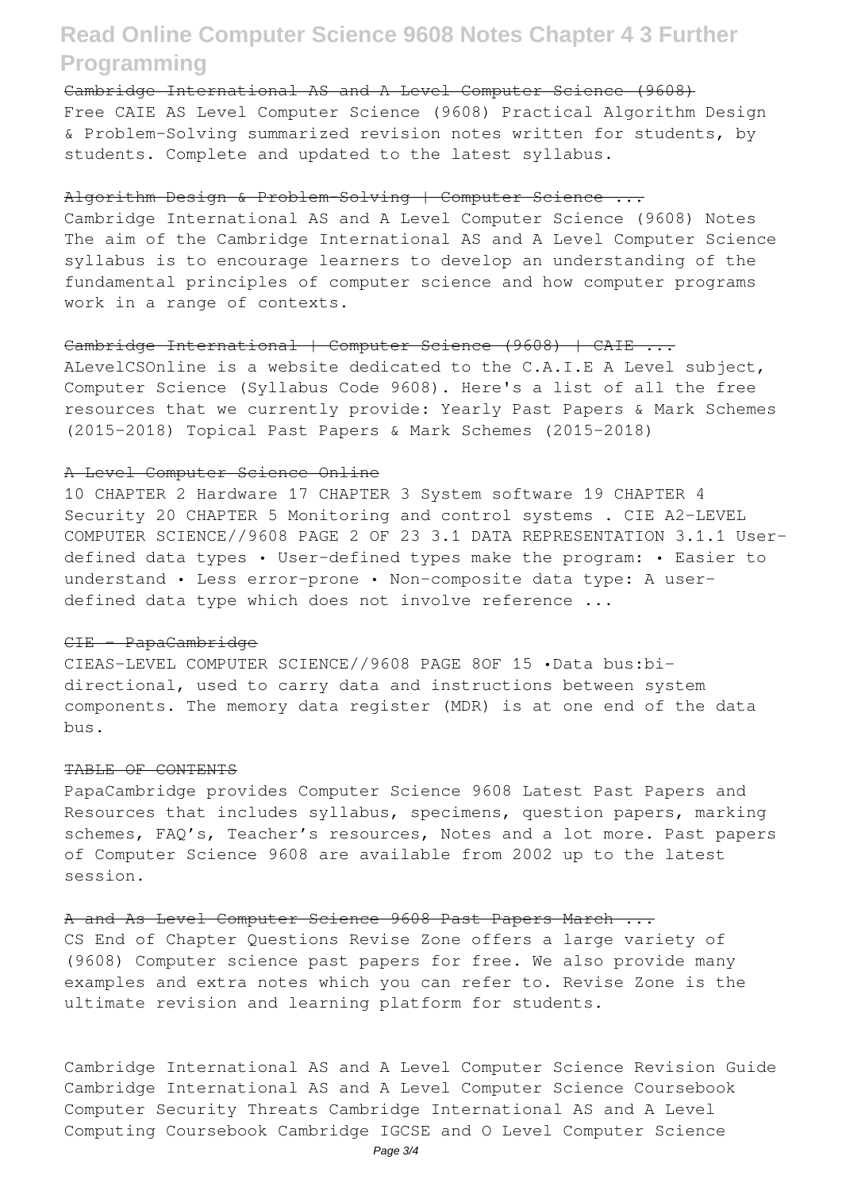Cambridge International AS and A Level Computer Science (9608)

Free CAIE AS Level Computer Science (9608) Practical Algorithm Design & Problem-Solving summarized revision notes written for students, by students. Complete and updated to the latest syllabus.

Algorithm Design & Problem-Solving | Computer Science ...

Cambridge International AS and A Level Computer Science (9608) Notes The aim of the Cambridge International AS and A Level Computer Science syllabus is to encourage learners to develop an understanding of the fundamental principles of computer science and how computer programs work in a range of contexts.

Cambridge International | Computer Science (9608) | CAIE ...

ALevelCSOnline is a website dedicated to the C.A.I.E A Level subject, Computer Science (Syllabus Code 9608). Here's a list of all the free resources that we currently provide: Yearly Past Papers & Mark Schemes (2015-2018) Topical Past Papers & Mark Schemes (2015-2018)

A Level Computer Science Online

10 CHAPTER 2 Hardware 17 CHAPTER 3 System software 19 CHAPTER 4 Security 20 CHAPTER 5 Monitoring and control systems . CIE A2-LEVEL COMPUTER SCIENCE//9608 PAGE 2 OF 23 3.1 DATA REPRESENTATION 3.1.1 User-defined data types • User-defined types make the program: • Easier to understand • Less error-prone • Non-composite data type: A user-defined data type which does not involve reference ...

CIE - PapaCambridge

CIEAS-LEVEL COMPUTER SCIENCE//9608 PAGE 8OF 15 •Data bus:bi-directional, used to carry data and instructions between system components. The memory data register (MDR) is at one end of the data bus.

TABLE OF CONTENTS

PapaCambridge provides Computer Science 9608 Latest Past Papers and Resources that includes syllabus, specimens, question papers, marking schemes, FAQ's, Teacher's resources, Notes and a lot more. Past papers of Computer Science 9608 are available from 2002 up to the latest session.

A and As Level Computer Science 9608 Past Papers March ...

CS End of Chapter Questions Revise Zone offers a large variety of (9608) Computer science past papers for free. We also provide many examples and extra notes which you can refer to. Revise Zone is the ultimate revision and learning platform for students.

Cambridge International AS and A Level Computer Science Revision Guide Cambridge International AS and A Level Computer Science Coursebook Computer Security Threats Cambridge International AS and A Level Computing Coursebook Cambridge IGCSE and O Level Computer Science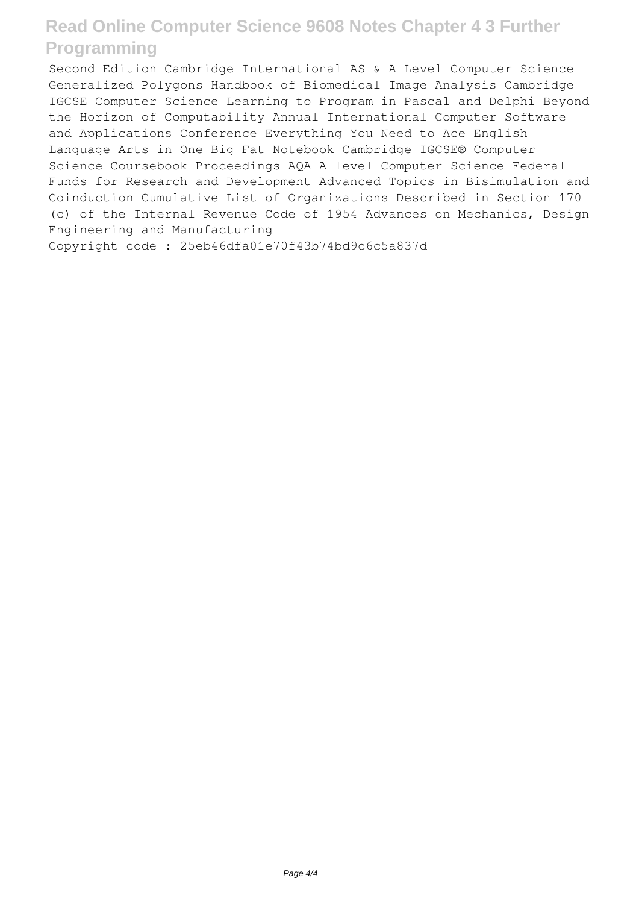Second Edition Cambridge International AS & A Level Computer Science Generalized Polygons Handbook of Biomedical Image Analysis Cambridge IGCSE Computer Science Learning to Program in Pascal and Delphi Beyond the Horizon of Computability Annual International Computer Software and Applications Conference Everything You Need to Ace English Language Arts in One Big Fat Notebook Cambridge IGCSE® Computer Science Coursebook Proceedings AQA A level Computer Science Federal Funds for Research and Development Advanced Topics in Bisimulation and Coinduction Cumulative List of Organizations Described in Section 170 (c) of the Internal Revenue Code of 1954 Advances on Mechanics, Design Engineering and Manufacturing

Copyright code : 25eb46dfa01e70f43b74bd9c6c5a837d